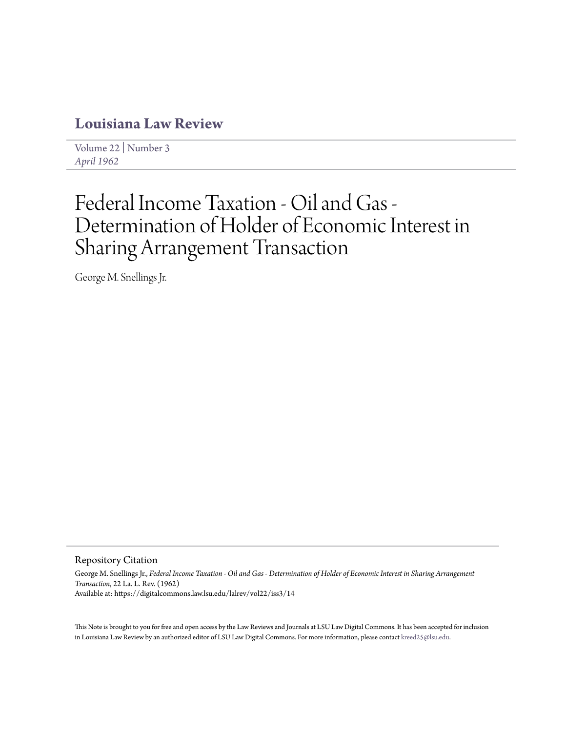# Louisiana Law Review

Volume 22 | Number 3
*April 1962*

# Federal Income Taxation - Oil and Gas - Determination of Holder of Economic Interest in Sharing Arrangement Transaction

George M. Snellings Jr.

## Repository Citation

George M. Snellings Jr., *Federal Income Taxation - Oil and Gas - Determination of Holder of Economic Interest in Sharing Arrangement Transaction*, 22 La. L. Rev. (1962)
Available at: https://digitalcommons.law.lsu.edu/lalrev/vol22/iss3/14

This Note is brought to you for free and open access by the Law Reviews and Journals at LSU Law Digital Commons. It has been accepted for inclusion in Louisiana Law Review by an authorized editor of LSU Law Digital Commons. For more information, please contact kreed25@lsu.edu.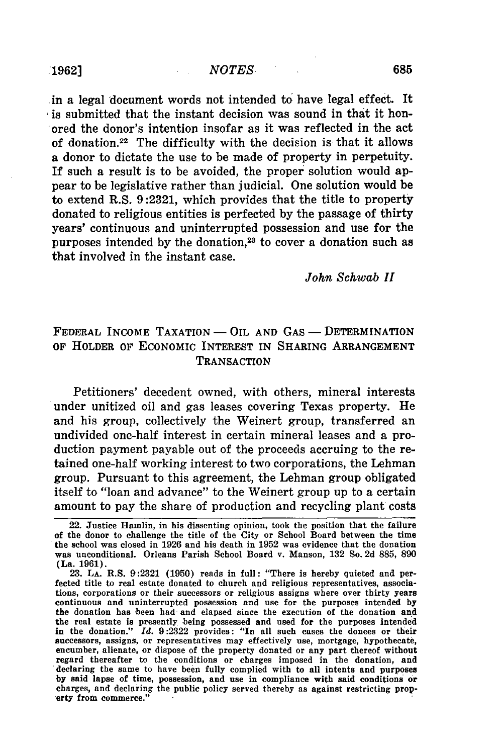in a legal document words not intended to have legal effect. It is submitted that the instant decision was sound in that it honored the donor's intention insofar as it was reflected in the act of donation.[22] The difficulty with the decision is that it allows a donor to dictate the use to be made of property in perpetuity. If such a result is to be avoided, the proper solution would appear to be legislative rather than judicial. One solution would be to extend R.S. 9:2321, which provides that the title to property donated to religious entities is perfected by the passage of thirty years' continuous and uninterrupted possession and use for the purposes intended by the donation,[23] to cover a donation such as that involved in the instant case.

*John Schwab II*

## FEDERAL INCOME TAXATION — OIL AND GAS — DETERMINATION OF HOLDER OF ECONOMIC INTEREST IN SHARING ARRANGEMENT TRANSACTION

Petitioners' decedent owned, with others, mineral interests under unitized oil and gas leases covering Texas property. He and his group, collectively the Weinert group, transferred an undivided one-half interest in certain mineral leases and a production payment payable out of the proceeds accruing to the retained one-half working interest to two corporations, the Lehman group. Pursuant to this agreement, the Lehman group obligated itself to "loan and advance" to the Weinert group up to a certain amount to pay the share of production and recycling plant costs

---

22. Justice Hamlin, in his dissenting opinion, took the position that the failure of the donor to challenge the title of the City or School Board between the time the school was closed in 1926 and his death in 1952 was evidence that the donation was unconditional. Orleans Parish School Board v. Manson, 132 So. 2d 885, 890 (La. 1961).

23. LA. R.S. 9:2321 (1950) reads in full: "There is hereby quieted and perfected title to real estate donated to church and religious representatives, associations, corporations or their successors or religious assigns where over thirty years continuous and uninterrupted possession and use for the purposes intended by the donation has been had and elapsed since the execution of the donation and the real estate is presently being possessed and used for the purposes intended in the donation." *Id.* 9:2322 provides: "In all such cases the donees or their successors, assigns, or representatives may effectively use, mortgage, hypothecate, encumber, alienate, or dispose of the property donated or any part thereof without regard thereafter to the conditions or charges imposed in the donation, and declaring the same to have been fully complied with to all intents and purposes by said lapse of time, possession, and use in compliance with said conditions or charges, and declaring the public policy served thereby as against restricting property from commerce."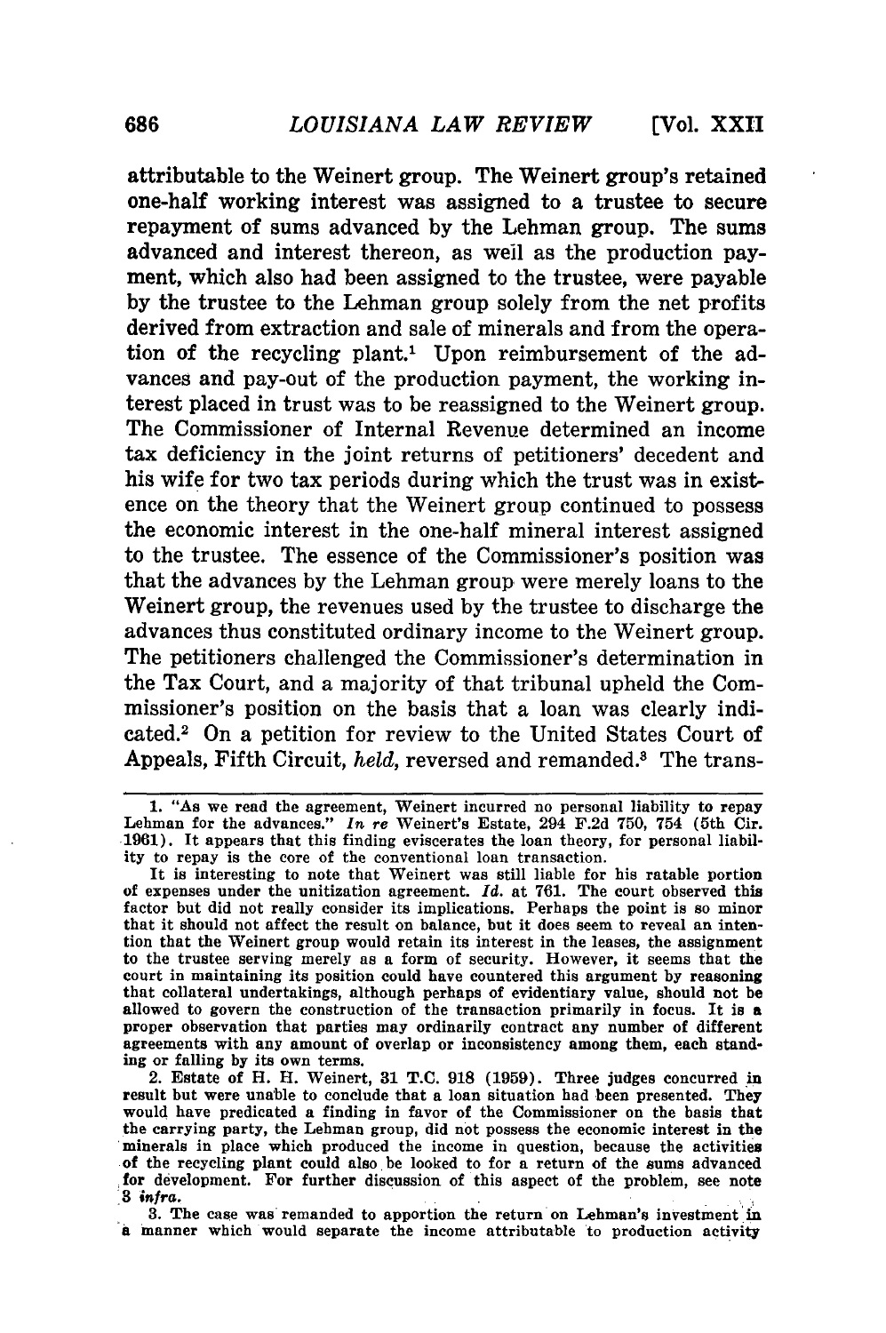attributable to the Weinert group. The Weinert group's retained one-half working interest was assigned to a trustee to secure repayment of sums advanced by the Lehman group. The sums advanced and interest thereon, as well as the production payment, which also had been assigned to the trustee, were payable by the trustee to the Lehman group solely from the net profits derived from extraction and sale of minerals and from the operation of the recycling plant.[1] Upon reimbursement of the advances and pay-out of the production payment, the working interest placed in trust was to be reassigned to the Weinert group. The Commissioner of Internal Revenue determined an income tax deficiency in the joint returns of petitioners' decedent and his wife for two tax periods during which the trust was in existence on the theory that the Weinert group continued to possess the economic interest in the one-half mineral interest assigned to the trustee. The essence of the Commissioner's position was that the advances by the Lehman group were merely loans to the Weinert group, the revenues used by the trustee to discharge the advances thus constituted ordinary income to the Weinert group. The petitioners challenged the Commissioner's determination in the Tax Court, and a majority of that tribunal upheld the Commissioner's position on the basis that a loan was clearly indicated.[2] On a petition for review to the United States Court of Appeals, Fifth Circuit, *held*, reversed and remanded.[3] The trans-

1. "As we read the agreement, Weinert incurred no personal liability to repay Lehman for the advances." *In re* Weinert's Estate, 294 F.2d 750, 754 (5th Cir. 1961). It appears that this finding eviscerates the loan theory, for personal liability to repay is the core of the conventional loan transaction.

It is interesting to note that Weinert was still liable for his ratable portion of expenses under the unitization agreement. *Id.* at 761. The court observed this factor but did not really consider its implications. Perhaps the point is so minor that it should not affect the result on balance, but it does seem to reveal an intention that the Weinert group would retain its interest in the leases, the assignment to the trustee serving merely as a form of security. However, it seems that the court in maintaining its position could have countered this argument by reasoning that collateral undertakings, although perhaps of evidentiary value, should not be allowed to govern the construction of the transaction primarily in focus. It is a proper observation that parties may ordinarily contract any number of different agreements with any amount of overlap or inconsistency among them, each standing or falling by its own terms.

2. Estate of H. H. Weinert, 31 T.C. 918 (1959). Three judges concurred in result but were unable to conclude that a loan situation had been presented. They would have predicated a finding in favor of the Commissioner on the basis that the carrying party, the Lehman group, did not possess the economic interest in the minerals in place which produced the income in question, because the activities of the recycling plant could also be looked to for a return of the sums advanced for development. For further discussion of this aspect of the problem, see note 8 *infra*.

3. The case was remanded to apportion the return on Lehman's investment in a manner which would separate the income attributable to production activity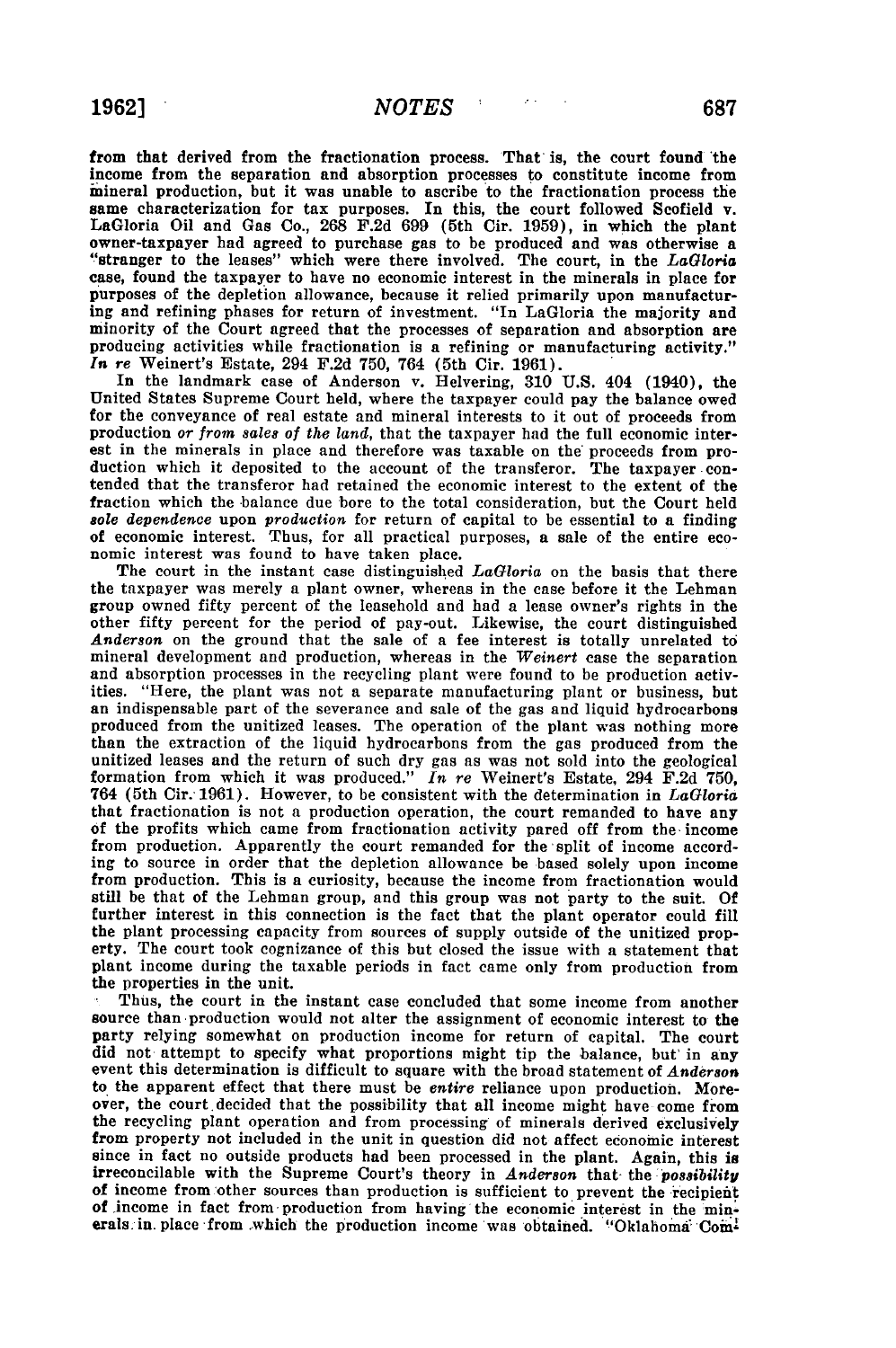from that derived from the fractionation process. That is, the court found the income from the separation and absorption processes to constitute income from mineral production, but it was unable to ascribe to the fractionation process the same characterization for tax purposes. In this, the court followed Scofield v. LaGloria Oil and Gas Co., 268 F.2d 699 (5th Cir. 1959), in which the plant owner-taxpayer had agreed to purchase gas to be produced and was otherwise a "stranger to the leases" which were there involved. The court, in the *LaGloria* case, found the taxpayer to have no economic interest in the minerals in place for purposes of the depletion allowance, because it relied primarily upon manufacturing and refining phases for return of investment. "In LaGloria the majority and minority of the Court agreed that the processes of separation and absorption are producing activities while fractionation is a refining or manufacturing activity." *In re* Weinert's Estate, 294 F.2d 750, 764 (5th Cir. 1961).

In the landmark case of Anderson v. Helvering, 310 U.S. 404 (1940), the United States Supreme Court held, where the taxpayer could pay the balance owed for the conveyance of real estate and mineral interests to it out of proceeds from production *or from sales of the land*, that the taxpayer had the full economic interest in the minerals in place and therefore was taxable on the proceeds from production which it deposited to the account of the transferor. The taxpayer contended that the transferor had retained the economic interest to the extent of the fraction which the balance due bore to the total consideration, but the Court held *sole dependence* upon *production* for return of capital to be essential to a finding of economic interest. Thus, for all practical purposes, a sale of the entire economic interest was found to have taken place.

The court in the instant case distinguished *LaGloria* on the basis that there the taxpayer was merely a plant owner, whereas in the case before it the Lehman group owned fifty percent of the leasehold and had a lease owner's rights in the other fifty percent for the period of pay-out. Likewise, the court distinguished *Anderson* on the ground that the sale of a fee interest is totally unrelated to mineral development and production, whereas in the *Weinert* case the separation and absorption processes in the recycling plant were found to be production activities. "Here, the plant was not a separate manufacturing plant or business, but an indispensable part of the severance and sale of the gas and liquid hydrocarbons produced from the unitized leases. The operation of the plant was nothing more than the extraction of the liquid hydrocarbons from the gas produced from the unitized leases and the return of such dry gas as was not sold into the geological formation from which it was produced." *In re* Weinert's Estate, 294 F.2d 750, 764 (5th Cir. 1961). However, to be consistent with the determination in *LaGloria* that fractionation is not a production operation, the court remanded to have any of the profits which came from fractionation activity pared off from the income from production. Apparently the court remanded for the split of income according to source in order that the depletion allowance be based solely upon income from production. This is a curiosity, because the income from fractionation would still be that of the Lehman group, and this group was not party to the suit. Of further interest in this connection is the fact that the plant operator could fill the plant processing capacity from sources of supply outside of the unitized property. The court took cognizance of this but closed the issue with a statement that plant income during the taxable periods in fact came only from production from the properties in the unit.

Thus, the court in the instant case concluded that some income from another source than production would not alter the assignment of economic interest to the party relying somewhat on production income for return of capital. The court did not attempt to specify what proportions might tip the balance, but in any event this determination is difficult to square with the broad statement of *Anderson* to the apparent effect that there must be *entire* reliance upon production. Moreover, the court decided that the possibility that all income might have come from the recycling plant operation and from processing of minerals derived exclusively from property not included in the unit in question did not affect economic interest since in fact no outside products had been processed in the plant. Again, this is irreconcilable with the Supreme Court's theory in *Anderson* that the *possibility* of income from other sources than production is sufficient to prevent the recipient of income in fact from production from having the economic interest in the minerals in place from which the production income was obtained. "Oklahoma Com-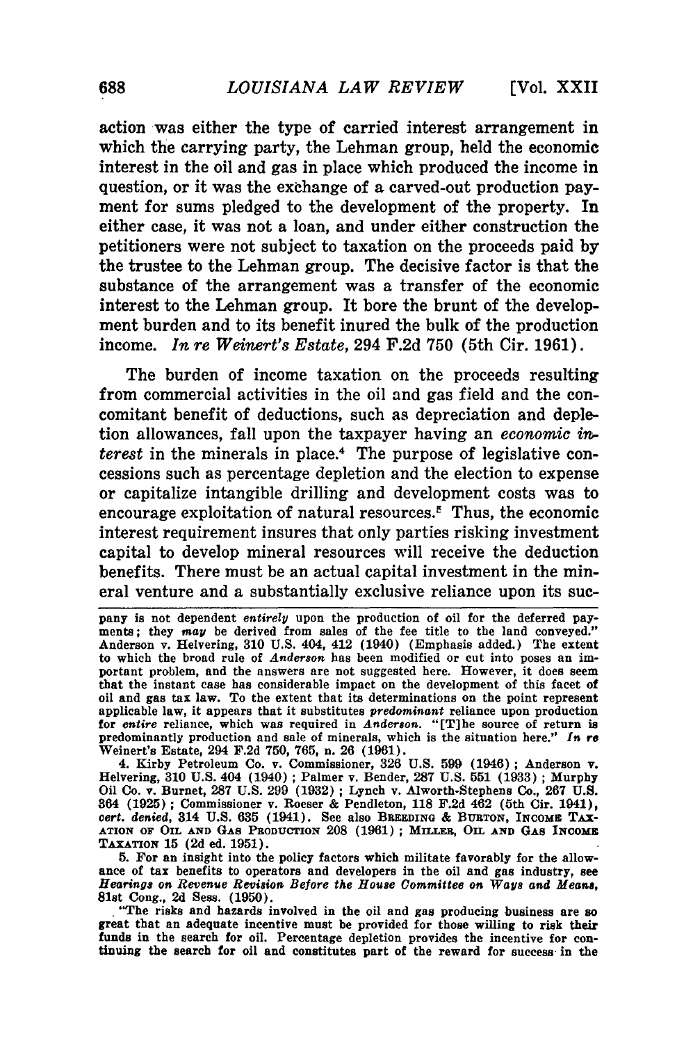action was either the type of carried interest arrangement in which the carrying party, the Lehman group, held the economic interest in the oil and gas in place which produced the income in question, or it was the exchange of a carved-out production payment for sums pledged to the development of the property. In either case, it was not a loan, and under either construction the petitioners were not subject to taxation on the proceeds paid by the trustee to the Lehman group. The decisive factor is that the substance of the arrangement was a transfer of the economic interest to the Lehman group. It bore the brunt of the development burden and to its benefit inured the bulk of the production income. *In re Weinert's Estate*, 294 F.2d 750 (5th Cir. 1961).

The burden of income taxation on the proceeds resulting from commercial activities in the oil and gas field and the concomitant benefit of deductions, such as depreciation and depletion allowances, fall upon the taxpayer having an *economic interest* in the minerals in place.[4] The purpose of legislative concessions such as percentage depletion and the election to expense or capitalize intangible drilling and development costs was to encourage exploitation of natural resources.[5] Thus, the economic interest requirement insures that only parties risking investment capital to develop mineral resources will receive the deduction benefits. There must be an actual capital investment in the mineral venture and a substantially exclusive reliance upon its suc-

---

pany is not dependent *entirely* upon the production of oil for the deferred payments; they *may* be derived from sales of the fee title to the land conveyed." Anderson v. Helvering, 310 U.S. 404, 412 (1940) (Emphasis added.) The extent to which the broad rule of *Anderson* has been modified or cut into poses an important problem, and the answers are not suggested here. However, it does seem that the instant case has considerable impact on the development of this facet of oil and gas tax law. To the extent that its determinations on the point represent applicable law, it appears that it substitutes *predominant* reliance upon production for *entire* reliance, which was required in *Anderson*. "[T]he source of return is predominantly production and sale of minerals, which is the situation here." *In re* Weinert's Estate, 294 F.2d 750, 765, n. 26 (1961).

4. Kirby Petroleum Co. v. Commissioner, 326 U.S. 599 (1946); Anderson v. Helvering, 310 U.S. 404 (1940); Palmer v. Bender, 287 U.S. 551 (1933); Murphy Oil Co. v. Burnet, 287 U.S. 299 (1932); Lynch v. Alworth-Stephens Co., 267 U.S. 364 (1925); Commissioner v. Roeser & Pendleton, 118 F.2d 462 (5th Cir. 1941), *cert. denied*, 314 U.S. 635 (1941). See also BREEDING & BURTON, INCOME TAXATION OF OIL AND GAS PRODUCTION 208 (1961); MILLER, OIL AND GAS INCOME TAXATION 15 (2d ed. 1951).

5. For an insight into the policy factors which militate favorably for the allowance of tax benefits to operators and developers in the oil and gas industry, see *Hearings on Revenue Revision Before the House Committee on Ways and Means*, 81st Cong., 2d Sess. (1950).

"The risks and hazards involved in the oil and gas producing business are so great that an adequate incentive must be provided for those willing to risk their funds in the search for oil. Percentage depletion provides the incentive for continuing the search for oil and constitutes part of the reward for success in the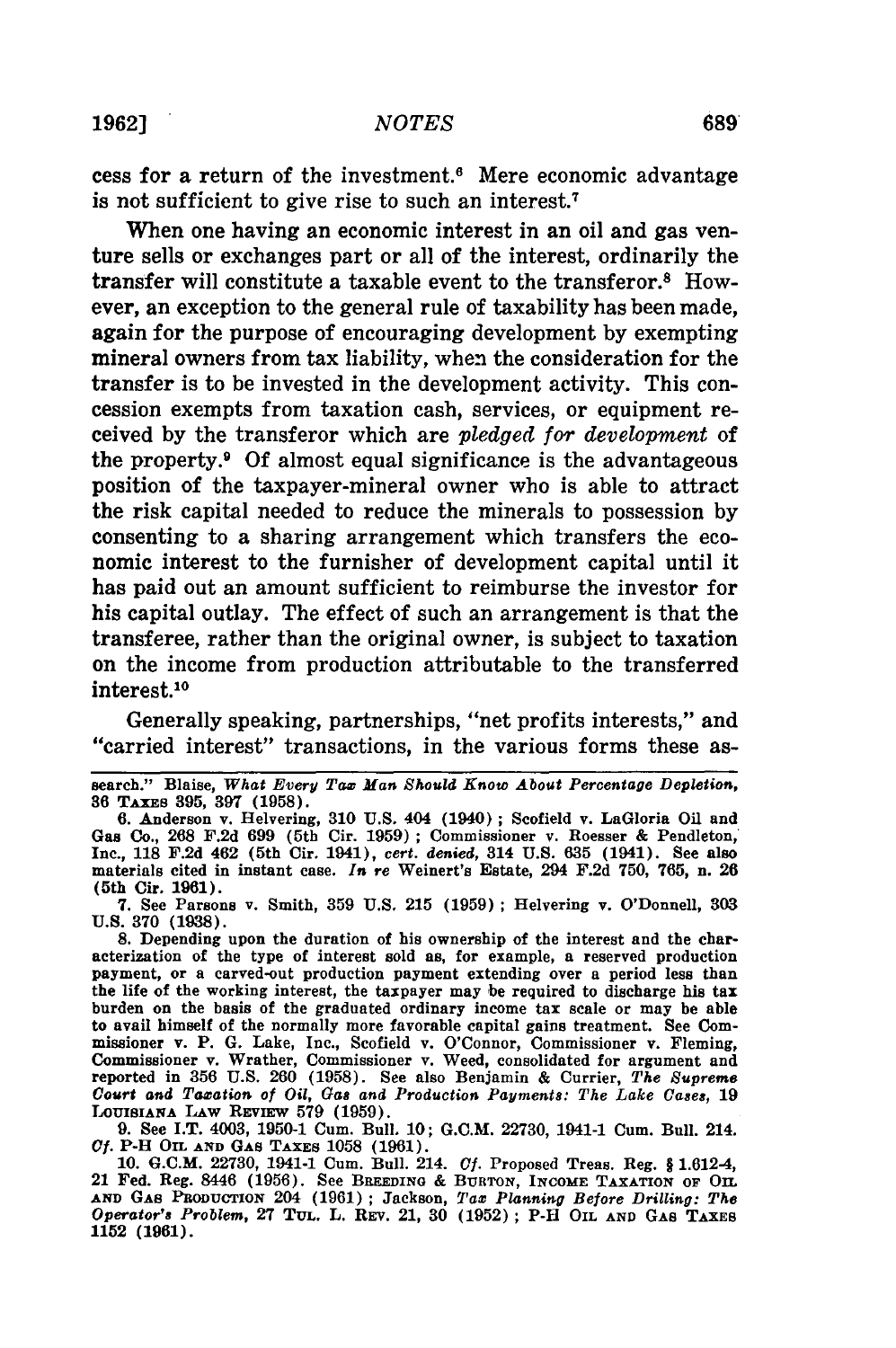cess for a return of the investment.[6] Mere economic advantage is not sufficient to give rise to such an interest.[7]

When one having an economic interest in an oil and gas venture sells or exchanges part or all of the interest, ordinarily the transfer will constitute a taxable event to the transferor.[8] However, an exception to the general rule of taxability has been made, again for the purpose of encouraging development by exempting mineral owners from tax liability, when the consideration for the transfer is to be invested in the development activity. This concession exempts from taxation cash, services, or equipment received by the transferor which are *pledged for development* of the property.[9] Of almost equal significance is the advantageous position of the taxpayer-mineral owner who is able to attract the risk capital needed to reduce the minerals to possession by consenting to a sharing arrangement which transfers the economic interest to the furnisher of development capital until it has paid out an amount sufficient to reimburse the investor for his capital outlay. The effect of such an arrangement is that the transferee, rather than the original owner, is subject to taxation on the income from production attributable to the transferred interest.[10]

Generally speaking, partnerships, "net profits interests," and "carried interest" transactions, in the various forms these as-

---

search." Blaise, *What Every Tax Man Should Know About Percentage Depletion*, 36 TAXES 395, 397 (1958).

6. Anderson v. Helvering, 310 U.S. 404 (1940); Scofield v. LaGloria Oil and Gas Co., 268 F.2d 699 (5th Cir. 1959); Commissioner v. Roesser & Pendleton, Inc., 118 F.2d 462 (5th Cir. 1941), *cert. denied*, 314 U.S. 635 (1941). See also materials cited in instant case. *In re* Weinert's Estate, 294 F.2d 750, 765, n. 26 (5th Cir. 1961).

7. See Parsons v. Smith, 359 U.S. 215 (1959); Helvering v. O'Donnell, 303 U.S. 370 (1938).

8. Depending upon the duration of his ownership of the interest and the characterization of the type of interest sold as, for example, a reserved production payment, or a carved-out production payment extending over a period less than the life of the working interest, the taxpayer may be required to discharge his tax burden on the basis of the graduated ordinary income tax scale or may be able to avail himself of the normally more favorable capital gains treatment. See Commissioner v. P. G. Lake, Inc., Scofield v. O'Connor, Commissioner v. Fleming, Commissioner v. Wrather, Commissioner v. Weed, consolidated for argument and reported in 356 U.S. 260 (1958). See also Benjamin & Currier, *The Supreme Court and Taxation of Oil, Gas and Production Payments: The Lake Cases*, 19 LOUISIANA LAW REVIEW 579 (1959).

9. See I.T. 4003, 1950-1 Cum. Bull. 10; G.C.M. 22730, 1941-1 Cum. Bull. 214. *Cf.* P-H OIL AND GAS TAXES 1058 (1961).

10. G.C.M. 22730, 1941-1 Cum. Bull. 214. *Cf.* Proposed Treas. Reg. § 1.612-4, 21 Fed. Reg. 8446 (1956). See BREEDING & BURTON, INCOME TAXATION OF OIL AND GAS PRODUCTION 204 (1961); Jackson, *Tax Planning Before Drilling: The Operator's Problem*, 27 TUL. L. REV. 21, 30 (1952); P-H OIL AND GAS TAXES 1152 (1961).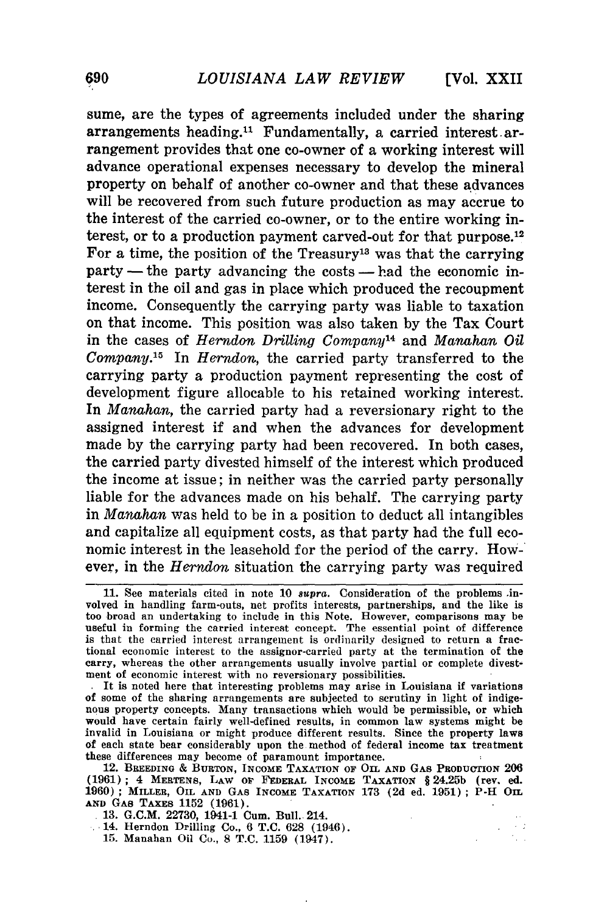sume, are the types of agreements included under the sharing arrangements heading.[11] Fundamentally, a carried interest arrangement provides that one co-owner of a working interest will advance operational expenses necessary to develop the mineral property on behalf of another co-owner and that these advances will be recovered from such future production as may accrue to the interest of the carried co-owner, or to the entire working interest, or to a production payment carved-out for that purpose.[12] For a time, the position of the Treasury[13] was that the carrying party — the party advancing the costs — had the economic interest in the oil and gas in place which produced the recoupment income. Consequently the carrying party was liable to taxation on that income. This position was also taken by the Tax Court in the cases of *Herndon Drilling Company*[14] and *Manahan Oil Company*.[15] In *Herndon*, the carried party transferred to the carrying party a production payment representing the cost of development figure allocable to his retained working interest. In *Manahan*, the carried party had a reversionary right to the assigned interest if and when the advances for development made by the carrying party had been recovered. In both cases, the carried party divested himself of the interest which produced the income at issue; in neither was the carried party personally liable for the advances made on his behalf. The carrying party in *Manahan* was held to be in a position to deduct all intangibles and capitalize all equipment costs, as that party had the full economic interest in the leasehold for the period of the carry. However, in the *Herndon* situation the carrying party was required

---

11. See materials cited in note 10 *supra*. Consideration of the problems involved in handling farm-outs, net profits interests, partnerships, and the like is too broad an undertaking to include in this Note. However, comparisons may be useful in forming the carried interest concept. The essential point of difference is that the carried interest arrangement is ordinarily designed to return a fractional economic interest to the assignor-carried party at the termination of the carry, whereas the other arrangements usually involve partial or complete divestment of economic interest with no reversionary possibilities.

It is noted here that interesting problems may arise in Louisiana if variations of some of the sharing arrangements are subjected to scrutiny in light of indigenous property concepts. Many transactions which would be permissible, or which would have certain fairly well-defined results, in common law systems might be invalid in Louisiana or might produce different results. Since the property laws of each state bear considerably upon the method of federal income tax treatment these differences may become of paramount importance.

12. BREEDING & BURTON, INCOME TAXATION OF OIL AND GAS PRODUCTION 206 (1961); 4 MERTENS, LAW OF FEDERAL INCOME TAXATION § 24.25b (rev. ed. 1960); MILLER, OIL AND GAS INCOME TAXATION 173 (2d ed. 1951); P-H OIL AND GAS TAXES 1152 (1961).

13. G.C.M. 22730, 1941-1 Cum. Bull. 214.

14. Herndon Drilling Co., 6 T.C. 628 (1946).

15. Manahan Oil Co., 8 T.C. 1159 (1947).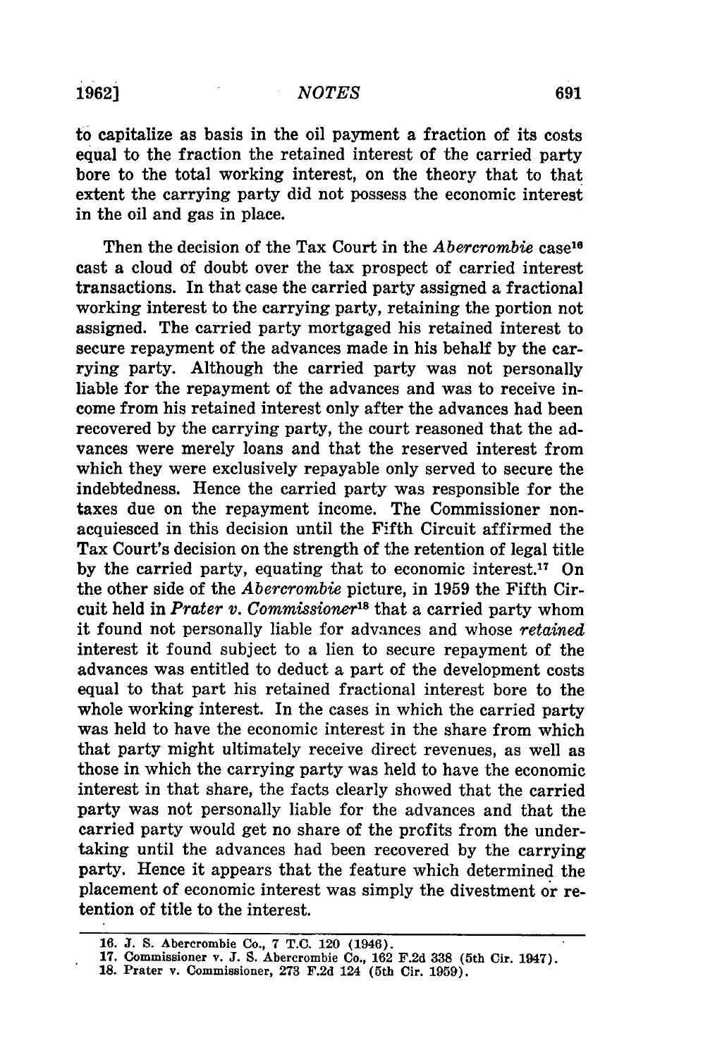to capitalize as basis in the oil payment a fraction of its costs equal to the fraction the retained interest of the carried party bore to the total working interest, on the theory that to that extent the carrying party did not possess the economic interest in the oil and gas in place.

Then the decision of the Tax Court in the *Abercrombie* case[16] cast a cloud of doubt over the tax prospect of carried interest transactions. In that case the carried party assigned a fractional working interest to the carrying party, retaining the portion not assigned. The carried party mortgaged his retained interest to secure repayment of the advances made in his behalf by the carrying party. Although the carried party was not personally liable for the repayment of the advances and was to receive income from his retained interest only after the advances had been recovered by the carrying party, the court reasoned that the advances were merely loans and that the reserved interest from which they were exclusively repayable only served to secure the indebtedness. Hence the carried party was responsible for the taxes due on the repayment income. The Commissioner nonacquiesced in this decision until the Fifth Circuit affirmed the Tax Court's decision on the strength of the retention of legal title by the carried party, equating that to economic interest.[17] On the other side of the *Abercrombie* picture, in 1959 the Fifth Circuit held in *Prater v. Commissioner*[18] that a carried party whom it found not personally liable for advances and whose *retained* interest it found subject to a lien to secure repayment of the advances was entitled to deduct a part of the development costs equal to that part his retained fractional interest bore to the whole working interest. In the cases in which the carried party was held to have the economic interest in the share from which that party might ultimately receive direct revenues, as well as those in which the carrying party was held to have the economic interest in that share, the facts clearly showed that the carried party was not personally liable for the advances and that the carried party would get no share of the profits from the undertaking until the advances had been recovered by the carrying party. Hence it appears that the feature which determined the placement of economic interest was simply the divestment or retention of title to the interest.

---

16. J. S. Abercrombie Co., 7 T.C. 120 (1946).
17. Commissioner v. J. S. Abercrombie Co., 162 F.2d 338 (5th Cir. 1947).
18. Prater v. Commissioner, 273 F.2d 124 (5th Cir. 1959).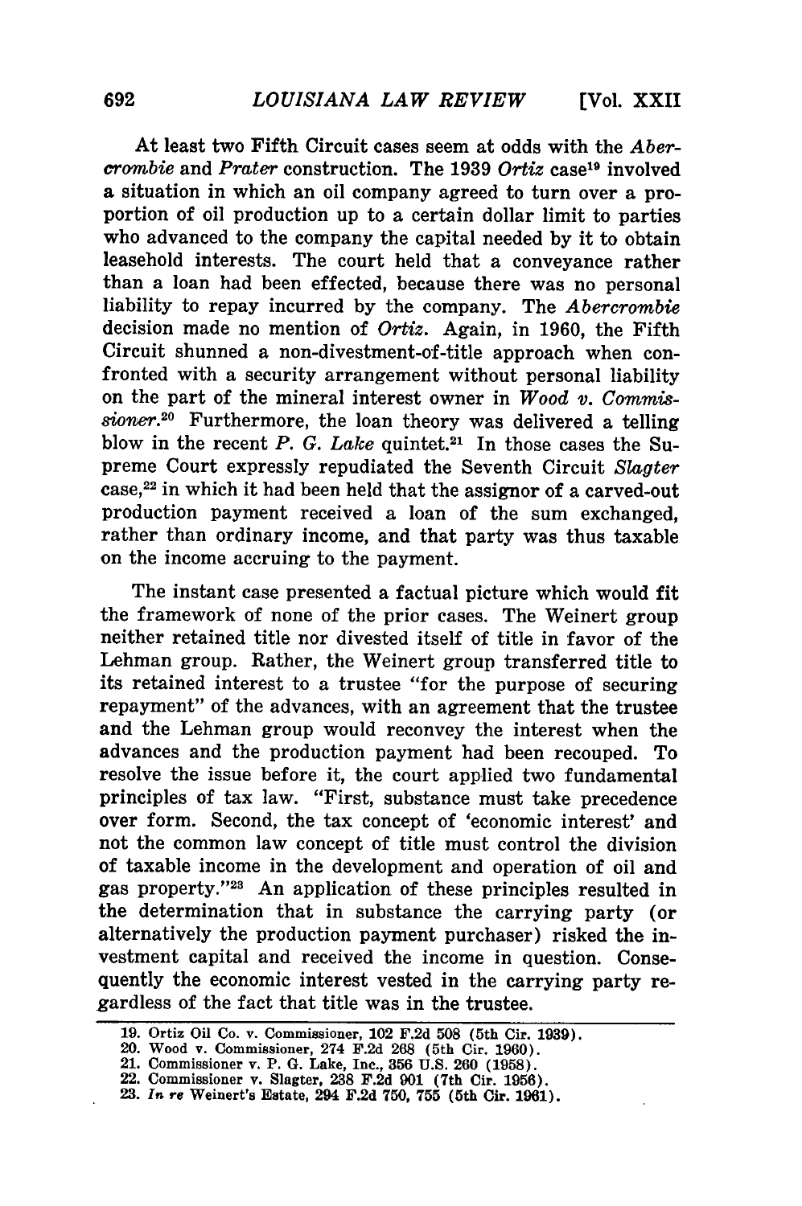At least two Fifth Circuit cases seem at odds with the *Abercrombie* and *Prater* construction. The 1939 *Ortiz* case[19] involved a situation in which an oil company agreed to turn over a proportion of oil production up to a certain dollar limit to parties who advanced to the company the capital needed by it to obtain leasehold interests. The court held that a conveyance rather than a loan had been effected, because there was no personal liability to repay incurred by the company. The *Abercrombie* decision made no mention of *Ortiz*. Again, in 1960, the Fifth Circuit shunned a non-divestment-of-title approach when confronted with a security arrangement without personal liability on the part of the mineral interest owner in *Wood v. Commissioner*.[20] Furthermore, the loan theory was delivered a telling blow in the recent *P. G. Lake* quintet.[21] In those cases the Supreme Court expressly repudiated the Seventh Circuit *Slagter* case,[22] in which it had been held that the assignor of a carved-out production payment received a loan of the sum exchanged, rather than ordinary income, and that party was thus taxable on the income accruing to the payment.

The instant case presented a factual picture which would fit the framework of none of the prior cases. The Weinert group neither retained title nor divested itself of title in favor of the Lehman group. Rather, the Weinert group transferred title to its retained interest to a trustee "for the purpose of securing repayment" of the advances, with an agreement that the trustee and the Lehman group would reconvey the interest when the advances and the production payment had been recouped. To resolve the issue before it, the court applied two fundamental principles of tax law. "First, substance must take precedence over form. Second, the tax concept of 'economic interest' and not the common law concept of title must control the division of taxable income in the development and operation of oil and gas property."[23] An application of these principles resulted in the determination that in substance the carrying party (or alternatively the production payment purchaser) risked the investment capital and received the income in question. Consequently the economic interest vested in the carrying party regardless of the fact that title was in the trustee.

---

19. Ortiz Oil Co. v. Commissioner, 102 F.2d 508 (5th Cir. 1939).
20. Wood v. Commissioner, 274 F.2d 268 (5th Cir. 1960).
21. Commissioner v. P. G. Lake, Inc., 356 U.S. 260 (1958).
22. Commissioner v. Slagter, 238 F.2d 901 (7th Cir. 1956).
23. *In re* Weinert's Estate, 294 F.2d 750, 755 (5th Cir. 1961).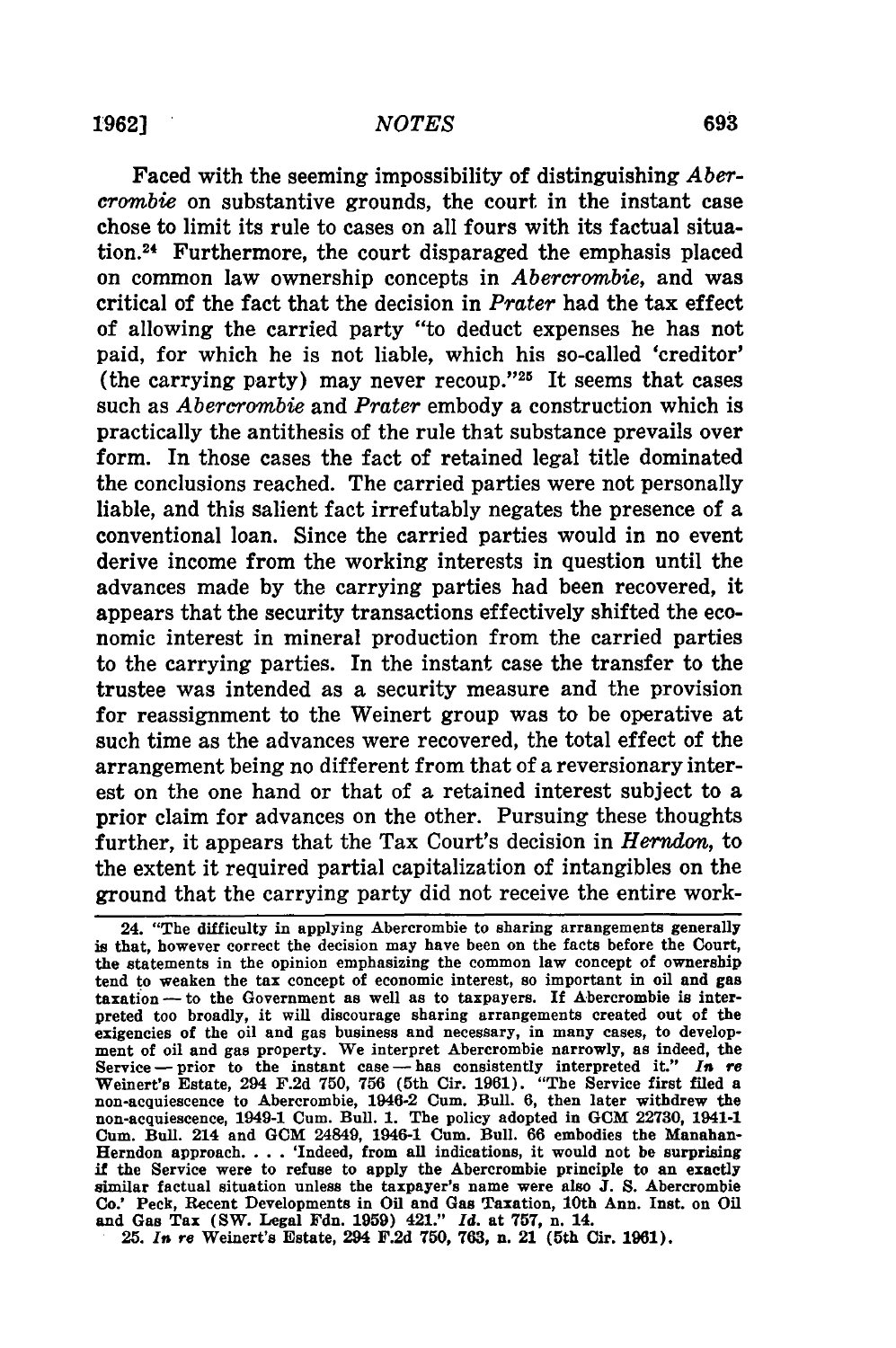Faced with the seeming impossibility of distinguishing *Abercrombie* on substantive grounds, the court in the instant case chose to limit its rule to cases on all fours with its factual situation.[24] Furthermore, the court disparaged the emphasis placed on common law ownership concepts in *Abercrombie*, and was critical of the fact that the decision in *Prater* had the tax effect of allowing the carried party "to deduct expenses he has not paid, for which he is not liable, which his so-called 'creditor' (the carrying party) may never recoup."[25] It seems that cases such as *Abercrombie* and *Prater* embody a construction which is practically the antithesis of the rule that substance prevails over form. In those cases the fact of retained legal title dominated the conclusions reached. The carried parties were not personally liable, and this salient fact irrefutably negates the presence of a conventional loan. Since the carried parties would in no event derive income from the working interests in question until the advances made by the carrying parties had been recovered, it appears that the security transactions effectively shifted the economic interest in mineral production from the carried parties to the carrying parties. In the instant case the transfer to the trustee was intended as a security measure and the provision for reassignment to the Weinert group was to be operative at such time as the advances were recovered, the total effect of the arrangement being no different from that of a reversionary interest on the one hand or that of a retained interest subject to a prior claim for advances on the other. Pursuing these thoughts further, it appears that the Tax Court's decision in *Herndon*, to the extent it required partial capitalization of intangibles on the ground that the carrying party did not receive the entire work-

---

24. "The difficulty in applying Abercrombie to sharing arrangements generally is that, however correct the decision may have been on the facts before the Court, the statements in the opinion emphasizing the common law concept of ownership tend to weaken the tax concept of economic interest, so important in oil and gas taxation — to the Government as well as to taxpayers. If Abercrombie is interpreted too broadly, it will discourage sharing arrangements created out of the exigencies of the oil and gas business and necessary, in many cases, to development of oil and gas property. We interpret Abercrombie narrowly, as indeed, the Service — prior to the instant case — has consistently interpreted it." *In re* Weinert's Estate, 294 F.2d 750, 756 (5th Cir. 1961). "The Service first filed a non-acquiescence to Abercrombie, 1946-2 Cum. Bull. 6, then later withdrew the non-acquiescence, 1949-1 Cum. Bull. 1. The policy adopted in GCM 22730, 1941-1 Cum. Bull. 214 and GCM 24849, 1946-1 Cum. Bull. 66 embodies the Manahan-Herndon approach. . . . 'Indeed, from all indications, it would not be surprising if the Service were to refuse to apply the Abercrombie principle to an exactly similar factual situation unless the taxpayer's name were also J. S. Abercrombie Co.' Peck, Recent Developments in Oil and Gas Taxation, 10th Ann. Inst. on Oil and Gas Tax (SW. Legal Fdn. 1959) 421." *Id.* at 757, n. 14.

25. *In re* Weinert's Estate, 294 F.2d 750, 763, n. 21 (5th Cir. 1961).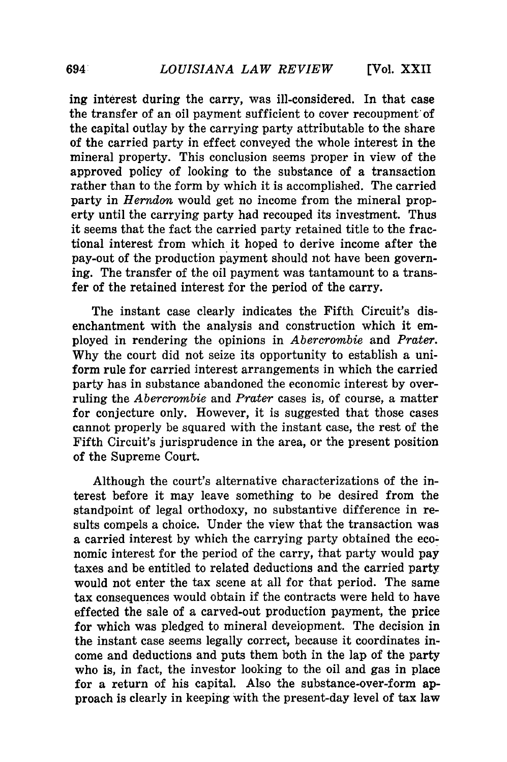ing interest during the carry, was ill-considered. In that case the transfer of an oil payment sufficient to cover recoupment of the capital outlay by the carrying party attributable to the share of the carried party in effect conveyed the whole interest in the mineral property. This conclusion seems proper in view of the approved policy of looking to the substance of a transaction rather than to the form by which it is accomplished. The carried party in *Herndon* would get no income from the mineral property until the carrying party had recouped its investment. Thus it seems that the fact the carried party retained title to the fractional interest from which it hoped to derive income after the pay-out of the production payment should not have been governing. The transfer of the oil payment was tantamount to a transfer of the retained interest for the period of the carry.

The instant case clearly indicates the Fifth Circuit's disenchantment with the analysis and construction which it employed in rendering the opinions in *Abercrombie* and *Prater*. Why the court did not seize its opportunity to establish a uniform rule for carried interest arrangements in which the carried party has in substance abandoned the economic interest by overruling the *Abercrombie* and *Prater* cases is, of course, a matter for conjecture only. However, it is suggested that those cases cannot properly be squared with the instant case, the rest of the Fifth Circuit's jurisprudence in the area, or the present position of the Supreme Court.

Although the court's alternative characterizations of the interest before it may leave something to be desired from the standpoint of legal orthodoxy, no substantive difference in results compels a choice. Under the view that the transaction was a carried interest by which the carrying party obtained the economic interest for the period of the carry, that party would pay taxes and be entitled to related deductions and the carried party would not enter the tax scene at all for that period. The same tax consequences would obtain if the contracts were held to have effected the sale of a carved-out production payment, the price for which was pledged to mineral development. The decision in the instant case seems legally correct, because it coordinates income and deductions and puts them both in the lap of the party who is, in fact, the investor looking to the oil and gas in place for a return of his capital. Also the substance-over-form approach is clearly in keeping with the present-day level of tax law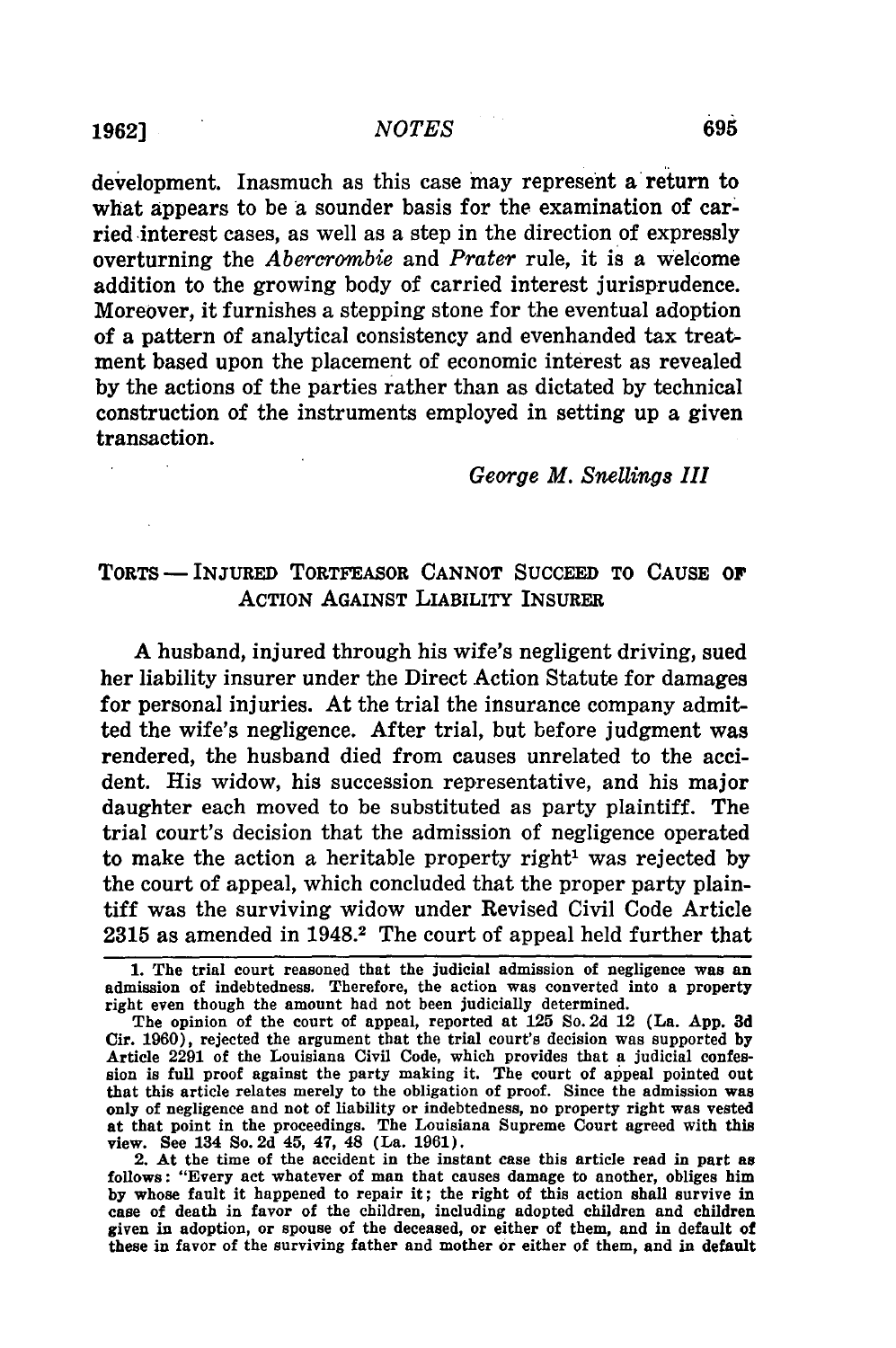development. Inasmuch as this case may represent a return to what appears to be a sounder basis for the examination of carried interest cases, as well as a step in the direction of expressly overturning the *Abercrombie* and *Prater* rule, it is a welcome addition to the growing body of carried interest jurisprudence. Moreover, it furnishes a stepping stone for the eventual adoption of a pattern of analytical consistency and evenhanded tax treatment based upon the placement of economic interest as revealed by the actions of the parties rather than as dictated by technical construction of the instruments employed in setting up a given transaction.

*George M. Snellings III*

## TORTS — INJURED TORTFEASOR CANNOT SUCCEED TO CAUSE OF ACTION AGAINST LIABILITY INSURER

A husband, injured through his wife's negligent driving, sued her liability insurer under the Direct Action Statute for damages for personal injuries. At the trial the insurance company admitted the wife's negligence. After trial, but before judgment was rendered, the husband died from causes unrelated to the accident. His widow, his succession representative, and his major daughter each moved to be substituted as party plaintiff. The trial court's decision that the admission of negligence operated to make the action a heritable property right[1] was rejected by the court of appeal, which concluded that the proper party plaintiff was the surviving widow under Revised Civil Code Article 2315 as amended in 1948.[2] The court of appeal held further that

1. The trial court reasoned that the judicial admission of negligence was an admission of indebtedness. Therefore, the action was converted into a property right even though the amount had not been judicially determined.

The opinion of the court of appeal, reported at 125 So. 2d 12 (La. App. 3d Cir. 1960), rejected the argument that the trial court's decision was supported by Article 2291 of the Louisiana Civil Code, which provides that a judicial confession is full proof against the party making it. The court of appeal pointed out that this article relates merely to the obligation of proof. Since the admission was only of negligence and not of liability or indebtedness, no property right was vested at that point in the proceedings. The Louisiana Supreme Court agreed with this view. See 134 So. 2d 45, 47, 48 (La. 1961).

2. At the time of the accident in the instant case this article read in part as follows: "Every act whatever of man that causes damage to another, obliges him by whose fault it happened to repair it; the right of this action shall survive in case of death in favor of the children, including adopted children and children given in adoption, or spouse of the deceased, or either of them, and in default of these in favor of the surviving father and mother or either of them, and in default